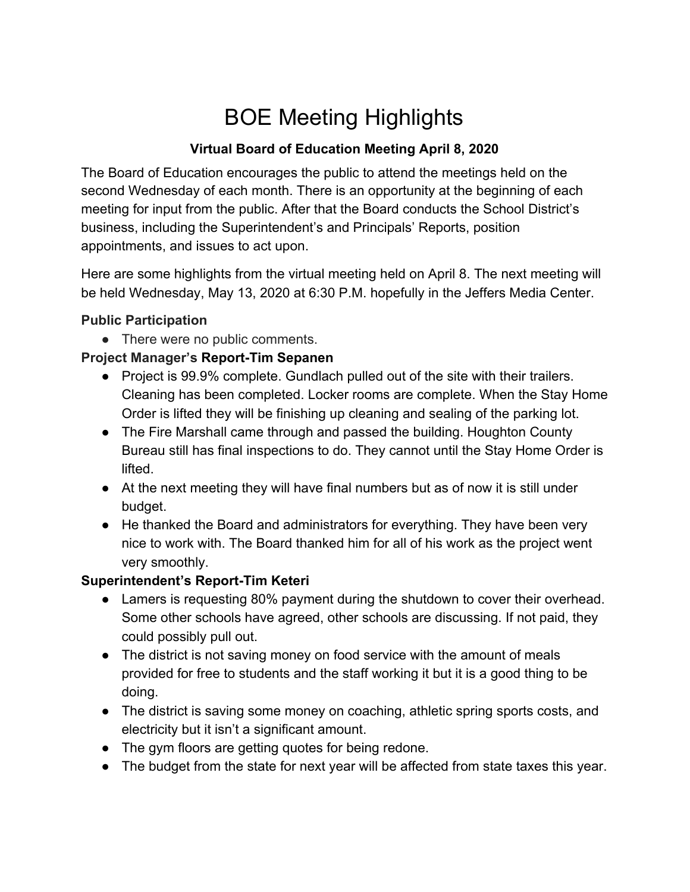# BOE Meeting Highlights

**Virtual Board of Education Meeting April 8, 2020**

The Board of Education encourages the public to attend the meetings held on the second Wednesday of each month. There is an opportunity at the beginning of each meeting for input from the public. After that the Board conducts the School District's business, including the Superintendent's and Principals' Reports, position appointments, and issues to act upon.

Here are some highlights from the virtual meeting held on April 8. The next meeting will be held Wednesday, May 13, 2020 at 6:30 P.M. hopefully in the Jeffers Media Center.

**Public Participation**

- There were no public comments.

**Project Manager's Report-Tim Sepanen**

- Project is 99.9% complete. Gundlach pulled out of the site with their trailers. Cleaning has been completed. Locker rooms are complete. When the Stay Home Order is lifted they will be finishing up cleaning and sealing of the parking lot.
- The Fire Marshall came through and passed the building. Houghton County Bureau still has final inspections to do. They cannot until the Stay Home Order is lifted.
- At the next meeting they will have final numbers but as of now it is still under budget.
- He thanked the Board and administrators for everything. They have been very nice to work with. The Board thanked him for all of his work as the project went very smoothly.

**Superintendent's Report-Tim Keteri**

- Lamers is requesting 80% payment during the shutdown to cover their overhead. Some other schools have agreed, other schools are discussing. If not paid, they could possibly pull out.
- The district is not saving money on food service with the amount of meals provided for free to students and the staff working it but it is a good thing to be doing.
- The district is saving some money on coaching, athletic spring sports costs, and electricity but it isn't a significant amount.
- The gym floors are getting quotes for being redone.
- The budget from the state for next year will be affected from state taxes this year.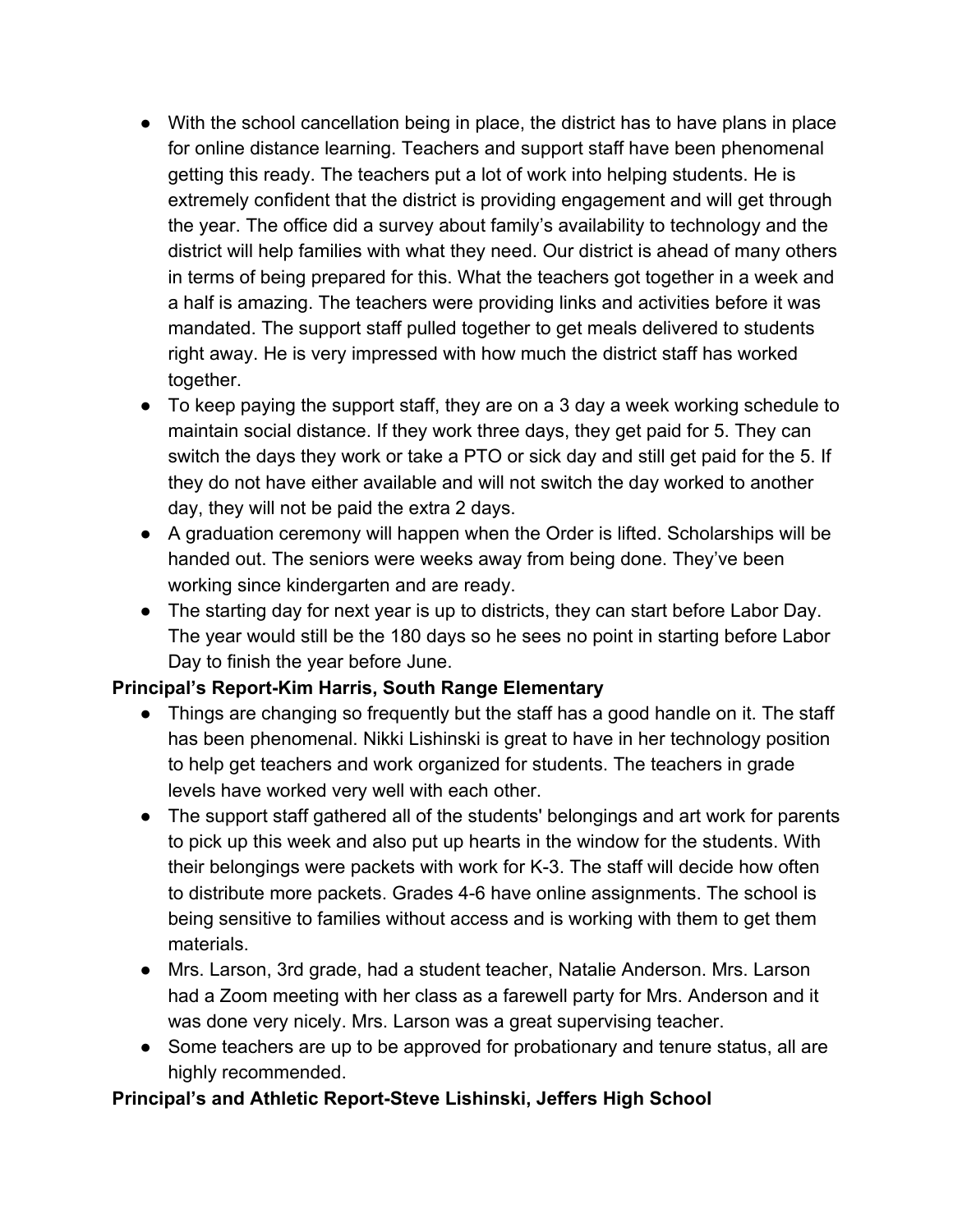- With the school cancellation being in place, the district has to have plans in place for online distance learning. Teachers and support staff have been phenomenal getting this ready. The teachers put a lot of work into helping students. He is extremely confident that the district is providing engagement and will get through the year. The office did a survey about family's availability to technology and the district will help families with what they need. Our district is ahead of many others in terms of being prepared for this. What the teachers got together in a week and a half is amazing. The teachers were providing links and activities before it was mandated. The support staff pulled together to get meals delivered to students right away. He is very impressed with how much the district staff has worked together.
- To keep paying the support staff, they are on a 3 day a week working schedule to maintain social distance. If they work three days, they get paid for 5. They can switch the days they work or take a PTO or sick day and still get paid for the 5. If they do not have either available and will not switch the day worked to another day, they will not be paid the extra 2 days.
- A graduation ceremony will happen when the Order is lifted. Scholarships will be handed out. The seniors were weeks away from being done. They've been working since kindergarten and are ready.
- The starting day for next year is up to districts, they can start before Labor Day. The year would still be the 180 days so he sees no point in starting before Labor Day to finish the year before June.

**Principal's Report-Kim Harris, South Range Elementary**

- Things are changing so frequently but the staff has a good handle on it. The staff has been phenomenal. Nikki Lishinski is great to have in her technology position to help get teachers and work organized for students. The teachers in grade levels have worked very well with each other.
- The support staff gathered all of the students' belongings and art work for parents to pick up this week and also put up hearts in the window for the students. With their belongings were packets with work for K-3. The staff will decide how often to distribute more packets. Grades 4-6 have online assignments. The school is being sensitive to families without access and is working with them to get them materials.
- Mrs. Larson, 3rd grade, had a student teacher, Natalie Anderson. Mrs. Larson had a Zoom meeting with her class as a farewell party for Mrs. Anderson and it was done very nicely. Mrs. Larson was a great supervising teacher.
- Some teachers are up to be approved for probationary and tenure status, all are highly recommended.

**Principal's and Athletic Report-Steve Lishinski, Jeffers High School**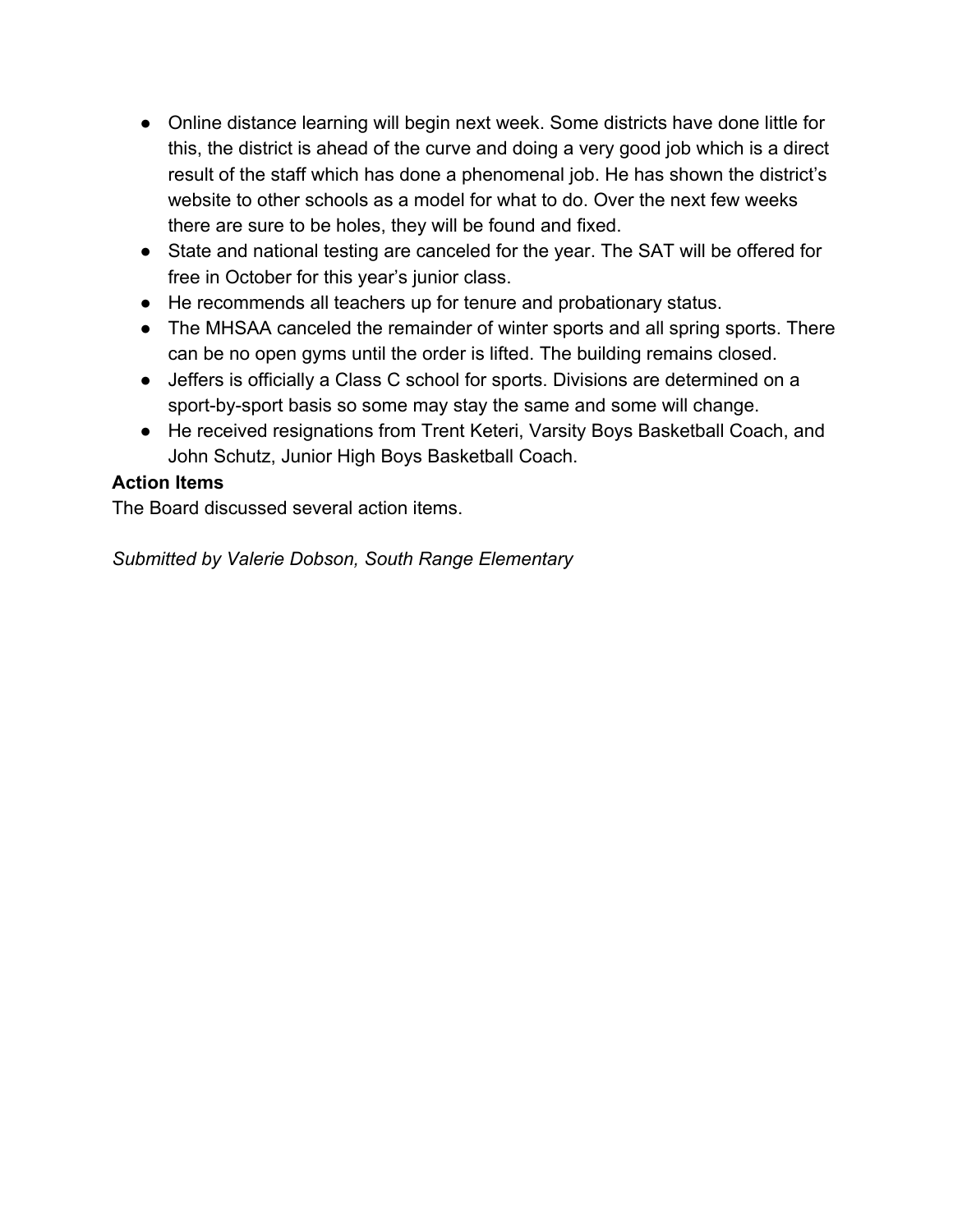- Online distance learning will begin next week. Some districts have done little for this, the district is ahead of the curve and doing a very good job which is a direct result of the staff which has done a phenomenal job. He has shown the district's website to other schools as a model for what to do. Over the next few weeks there are sure to be holes, they will be found and fixed.
- State and national testing are canceled for the year. The SAT will be offered for free in October for this year's junior class.
- He recommends all teachers up for tenure and probationary status.
- The MHSAA canceled the remainder of winter sports and all spring sports. There can be no open gyms until the order is lifted. The building remains closed.
- Jeffers is officially a Class C school for sports. Divisions are determined on a sport-by-sport basis so some may stay the same and some will change.
- He received resignations from Trent Keteri, Varsity Boys Basketball Coach, and John Schutz, Junior High Boys Basketball Coach.

**Action Items**

The Board discussed several action items.

*Submitted by Valerie Dobson, South Range Elementary*